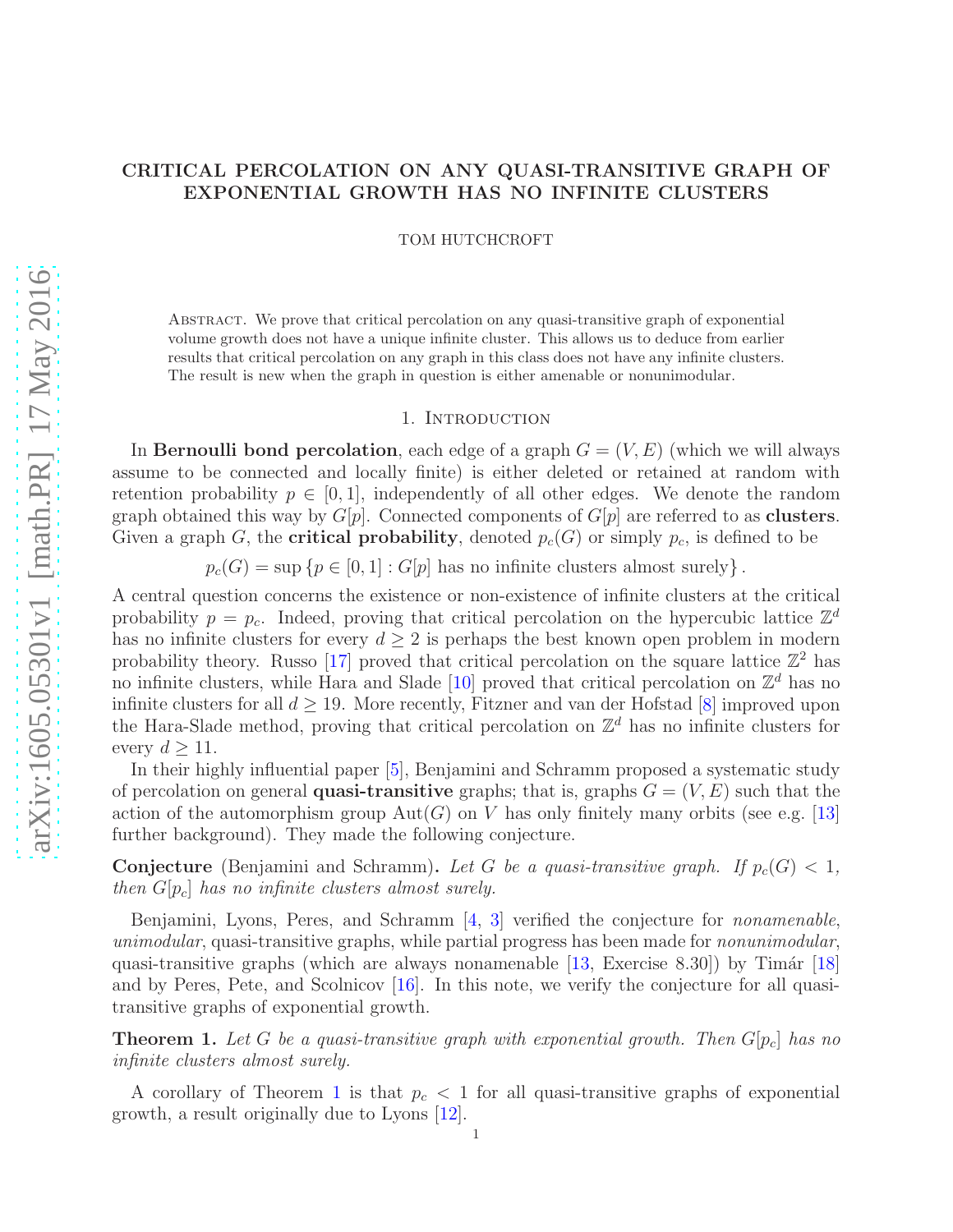# CRITICAL PERCOLATION ON ANY QUASI-TRANSITIVE GRAPH OF EXPONENTIAL GROWTH HAS NO INFINITE CLUSTERS

TOM HUTCHCROFT

Abstract. We prove that critical percolation on any quasi-transitive graph of exponential volume growth does not have a unique infinite cluster. This allows us to deduce from earlier results that critical percolation on any graph in this class does not have any infinite clusters. The result is new when the graph in question is either amenable or nonunimodular.

## 1. Introduction

In **Bernoulli bond percolation**, each edge of a graph $G = (V, E)$ (which we will always assume to be connected and locally finite) is either deleted or retained at random with retention probability $p \in [0, 1]$, independently of all other edges. We denote the random graph obtained this way by $G[p]$. Connected components of $G[p]$ are referred to as **clusters**. Given a graph $G$, the **critical probability**, denoted $p_c(G)$ or simply $p_c$, is defined to be

$$p_c(G) = \sup \{p \in [0, 1] : G[p] \text{ has no infinite clusters almost surely}\}.$$

A central question concerns the existence or non-existence of infinite clusters at the critical probability $p = p_c$. Indeed, proving that critical percolation on the hypercubic lattice $\mathbb{Z}^d$ has no infinite clusters for every $d \geq 2$ is perhaps the best known open problem in modern probability theory. Russo [17] proved that critical percolation on the square lattice $\mathbb{Z}^2$ has no infinite clusters, while Hara and Slade [10] proved that critical percolation on $\mathbb{Z}^d$ has no infinite clusters for all $d \geq 19$. More recently, Fitzner and van der Hofstad [8] improved upon the Hara-Slade method, proving that critical percolation on $\mathbb{Z}^d$ has no infinite clusters for every $d \geq 11$.

In their highly influential paper [5], Benjamini and Schramm proposed a systematic study of percolation on general **quasi-transitive** graphs; that is, graphs $G = (V, E)$ such that the action of the automorphism group $\mathrm{Aut}(G)$ on $V$ has only finitely many orbits (see e.g. [13] further background). They made the following conjecture.

**Conjecture** (Benjamini and Schramm)**.** *Let $G$ be a quasi-transitive graph. If $p_c(G) < 1$, then $G[p_c]$ has no infinite clusters almost surely.*

Benjamini, Lyons, Peres, and Schramm [4, 3] verified the conjecture for *nonamenable*, *unimodular*, quasi-transitive graphs, while partial progress has been made for *nonunimodular*, quasi-transitive graphs (which are always nonamenable [13, Exercise 8.30]) by Timár [18] and by Peres, Pete, and Scolnicov [16]. In this note, we verify the conjecture for all quasi-transitive graphs of exponential growth.

**Theorem 1.** *Let $G$ be a quasi-transitive graph with exponential growth. Then $G[p_c]$ has no infinite clusters almost surely.*

A corollary of Theorem 1 is that $p_c < 1$ for all quasi-transitive graphs of exponential growth, a result originally due to Lyons [12].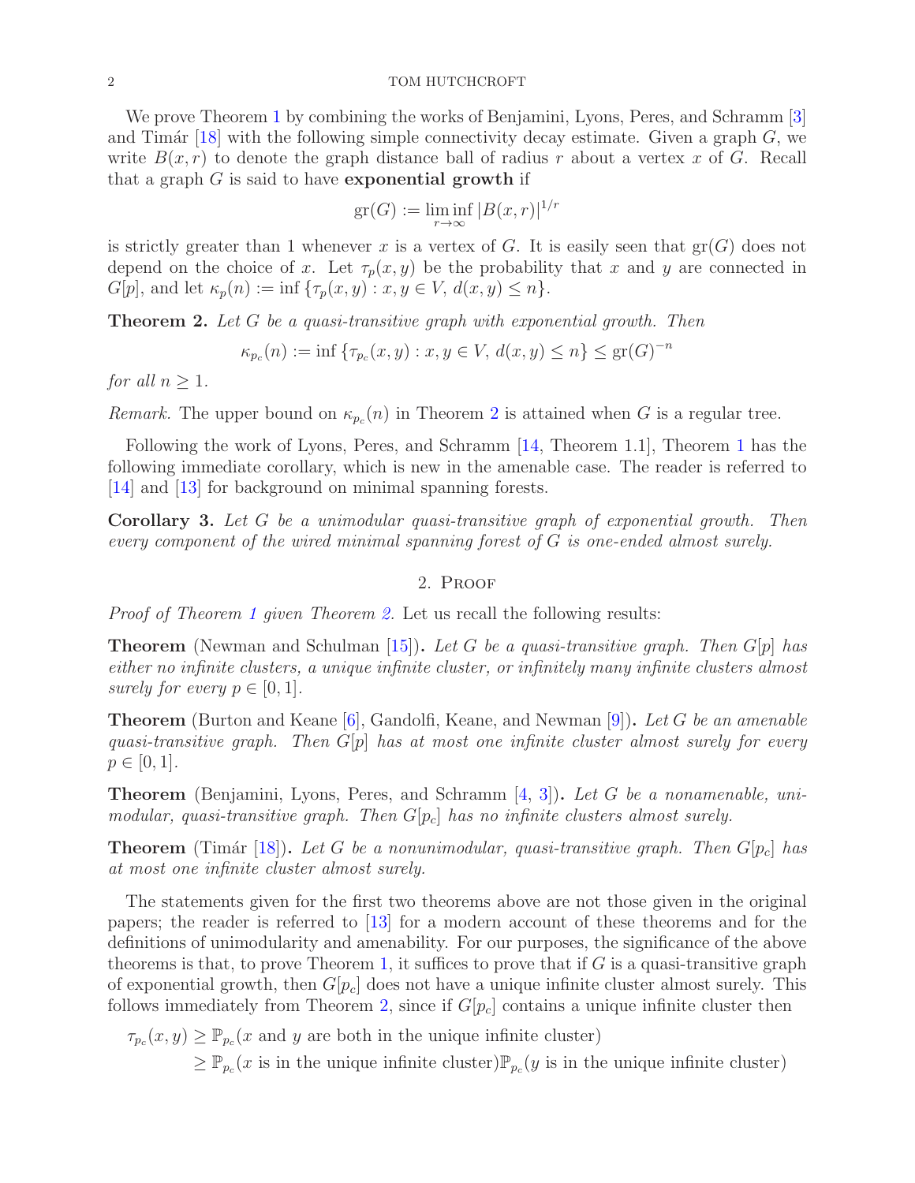We prove Theorem 1 by combining the works of Benjamini, Lyons, Peres, and Schramm [3] and Timár [18] with the following simple connectivity decay estimate. Given a graph $G$, we write $B(x,r)$ to denote the graph distance ball of radius $r$ about a vertex $x$ of $G$. Recall that a graph $G$ is said to have **exponential growth** if

$$\mathrm{gr}(G) := \liminf_{r\to\infty} |B(x,r)|^{1/r}$$

is strictly greater than 1 whenever $x$ is a vertex of $G$. It is easily seen that $\mathrm{gr}(G)$ does not depend on the choice of $x$. Let $\tau_p(x,y)$ be the probability that $x$ and $y$ are connected in $G[p]$, and let $\kappa_p(n) := \inf\{\tau_p(x,y) : x,y \in V,\, d(x,y) \le n\}$.

**Theorem 2.** *Let $G$ be a quasi-transitive graph with exponential growth. Then*

$$\kappa_{p_c}(n) := \inf\{\tau_{p_c}(x,y) : x,y \in V,\, d(x,y) \le n\} \le \mathrm{gr}(G)^{-n}$$

*for all $n \ge 1$.*

*Remark.* The upper bound on $\kappa_{p_c}(n)$ in Theorem 2 is attained when $G$ is a regular tree.

Following the work of Lyons, Peres, and Schramm [14, Theorem 1.1], Theorem 1 has the following immediate corollary, which is new in the amenable case. The reader is referred to [14] and [13] for background on minimal spanning forests.

**Corollary 3.** *Let $G$ be a unimodular quasi-transitive graph of exponential growth. Then every component of the wired minimal spanning forest of $G$ is one-ended almost surely.*

## 2. Proof

*Proof of Theorem 1 given Theorem 2.* Let us recall the following results:

**Theorem** (Newman and Schulman [15])**.** *Let $G$ be a quasi-transitive graph. Then $G[p]$ has either no infinite clusters, a unique infinite cluster, or infinitely many infinite clusters almost surely for every $p \in [0,1]$.*

**Theorem** (Burton and Keane [6], Gandolfi, Keane, and Newman [9])**.** *Let $G$ be an amenable quasi-transitive graph. Then $G[p]$ has at most one infinite cluster almost surely for every $p \in [0,1]$.*

**Theorem** (Benjamini, Lyons, Peres, and Schramm [4, 3])**.** *Let $G$ be a nonamenable, unimodular, quasi-transitive graph. Then $G[p_c]$ has no infinite clusters almost surely.*

**Theorem** (Timár [18])**.** *Let $G$ be a nonunimodular, quasi-transitive graph. Then $G[p_c]$ has at most one infinite cluster almost surely.*

The statements given for the first two theorems above are not those given in the original papers; the reader is referred to [13] for a modern account of these theorems and for the definitions of unimodularity and amenability. For our purposes, the significance of the above theorems is that, to prove Theorem 1, it suffices to prove that if $G$ is a quasi-transitive graph of exponential growth, then $G[p_c]$ does not have a unique infinite cluster almost surely. This follows immediately from Theorem 2, since if $G[p_c]$ contains a unique infinite cluster then

$$\begin{aligned}
\tau_{p_c}(x,y) &\ge \mathbb{P}_{p_c}(x \text{ and } y \text{ are both in the unique infinite cluster})\\
&\ge \mathbb{P}_{p_c}(x \text{ is in the unique infinite cluster})\mathbb{P}_{p_c}(y \text{ is in the unique infinite cluster})
\end{aligned}$$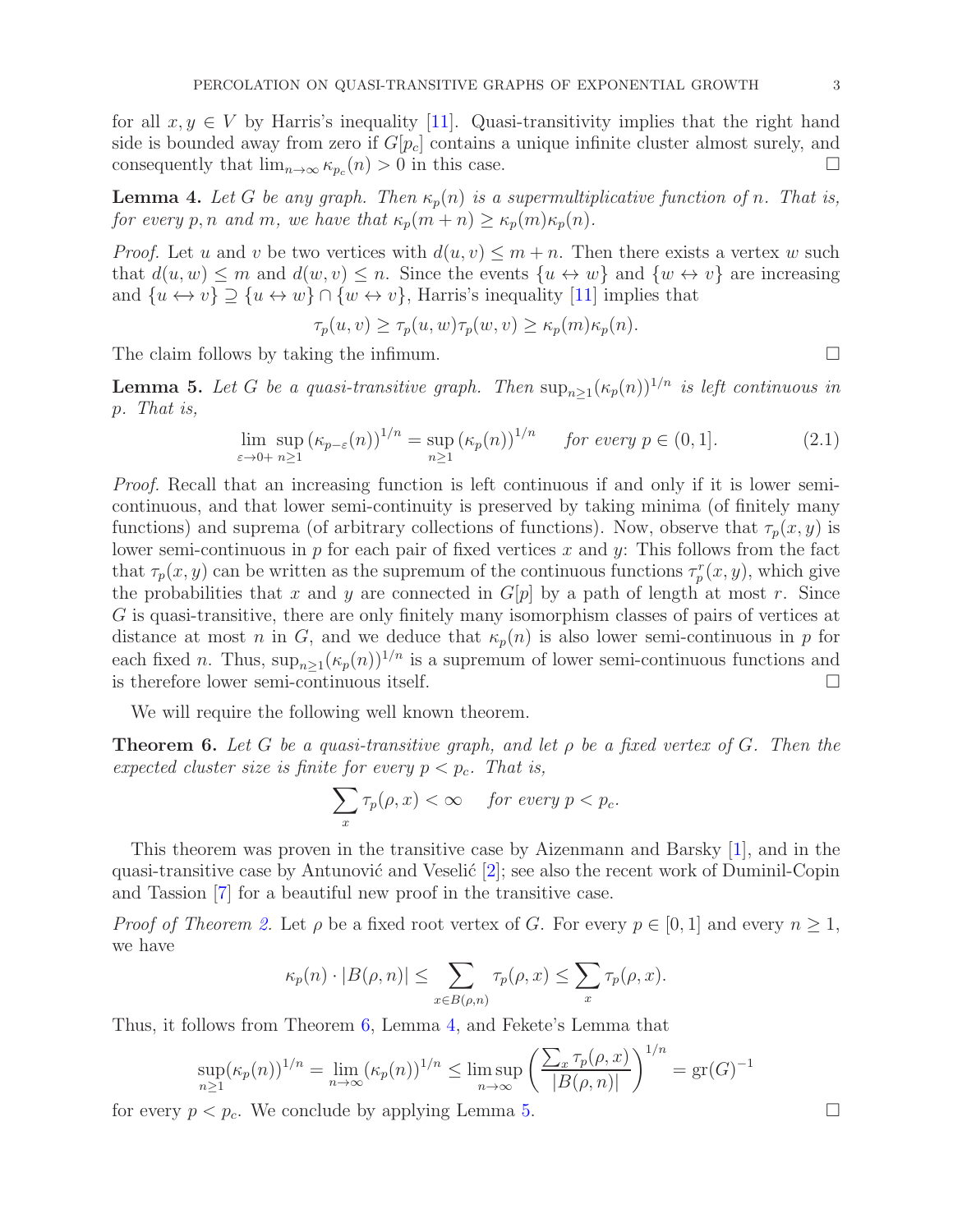for all $x, y \in V$ by Harris's inequality [11]. Quasi-transitivity implies that the right hand side is bounded away from zero if $G[p_c]$ contains a unique infinite cluster almost surely, and consequently that $\lim_{n\to\infty} \kappa_{p_c}(n) > 0$ in this case. $\square$

**Lemma 4.** *Let $G$ be any graph. Then $\kappa_p(n)$ is a supermultiplicative function of $n$. That is, for every $p, n$ and $m$, we have that $\kappa_p(m+n) \geq \kappa_p(m)\kappa_p(n)$.*

*Proof.* Let $u$ and $v$ be two vertices with $d(u,v) \leq m+n$. Then there exists a vertex $w$ such that $d(u,w) \leq m$ and $d(w,v) \leq n$. Since the events $\{u \leftrightarrow w\}$ and $\{w \leftrightarrow v\}$ are increasing and $\{u \leftrightarrow v\} \supseteq \{u \leftrightarrow w\} \cap \{w \leftrightarrow v\}$, Harris's inequality [11] implies that

$$\tau_p(u,v) \geq \tau_p(u,w)\tau_p(w,v) \geq \kappa_p(m)\kappa_p(n).$$

The claim follows by taking the infimum. $\square$

**Lemma 5.** *Let $G$ be a quasi-transitive graph. Then $\sup_{n\geq 1}(\kappa_p(n))^{1/n}$ is left continuous in $p$. That is,*

$$\lim_{\varepsilon\to 0+} \sup_{n\geq 1} (\kappa_{p-\varepsilon}(n))^{1/n} = \sup_{n\geq 1} (\kappa_p(n))^{1/n} \qquad \textit{for every } p \in (0,1]. \tag{2.1}$$

*Proof.* Recall that an increasing function is left continuous if and only if it is lower semi-continuous, and that lower semi-continuity is preserved by taking minima (of finitely many functions) and suprema (of arbitrary collections of functions). Now, observe that $\tau_p(x,y)$ is lower semi-continuous in $p$ for each pair of fixed vertices $x$ and $y$: This follows from the fact that $\tau_p(x,y)$ can be written as the supremum of the continuous functions $\tau_p^r(x,y)$, which give the probabilities that $x$ and $y$ are connected in $G[p]$ by a path of length at most $r$. Since $G$ is quasi-transitive, there are only finitely many isomorphism classes of pairs of vertices at distance at most $n$ in $G$, and we deduce that $\kappa_p(n)$ is also lower semi-continuous in $p$ for each fixed $n$. Thus, $\sup_{n\geq 1}(\kappa_p(n))^{1/n}$ is a supremum of lower semi-continuous functions and is therefore lower semi-continuous itself. $\square$

We will require the following well known theorem.

**Theorem 6.** *Let $G$ be a quasi-transitive graph, and let $\rho$ be a fixed vertex of $G$. Then the expected cluster size is finite for every $p < p_c$. That is,*

$$\sum_x \tau_p(\rho, x) < \infty \quad \textit{ for every } p < p_c.$$

This theorem was proven in the transitive case by Aizenmann and Barsky [1], and in the quasi-transitive case by Antunović and Veselić [2]; see also the recent work of Duminil-Copin and Tassion [7] for a beautiful new proof in the transitive case.

*Proof of Theorem 2.* Let $\rho$ be a fixed root vertex of $G$. For every $p \in [0,1]$ and every $n \geq 1$, we have

$$\kappa_p(n) \cdot |B(\rho,n)| \leq \sum_{x\in B(\rho,n)} \tau_p(\rho,x) \leq \sum_x \tau_p(\rho,x).$$

Thus, it follows from Theorem 6, Lemma 4, and Fekete's Lemma that

$$\sup_{n\geq 1}(\kappa_p(n))^{1/n} = \lim_{n\to\infty}(\kappa_p(n))^{1/n} \leq \limsup_{n\to\infty}\left(\frac{\sum_x \tau_p(\rho,x)}{|B(\rho,n)|}\right)^{1/n} = \mathrm{gr}(G)^{-1}$$

for every $p < p_c$. We conclude by applying Lemma 5. $\square$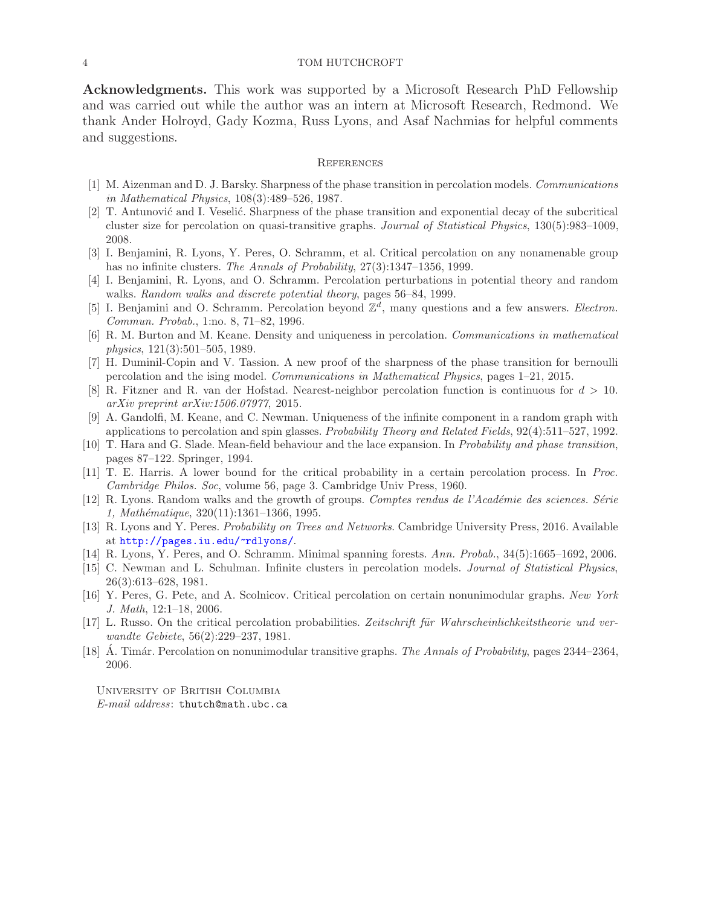**Acknowledgments.** This work was supported by a Microsoft Research PhD Fellowship and was carried out while the author was an intern at Microsoft Research, Redmond. We thank Ander Holroyd, Gady Kozma, Russ Lyons, and Asaf Nachmias for helpful comments and suggestions.

## References

[1] M. Aizenman and D. J. Barsky. Sharpness of the phase transition in percolation models. *Communications in Mathematical Physics*, 108(3):489–526, 1987.

[2] T. Antunović and I. Veselić. Sharpness of the phase transition and exponential decay of the subcritical cluster size for percolation on quasi-transitive graphs. *Journal of Statistical Physics*, 130(5):983–1009, 2008.

[3] I. Benjamini, R. Lyons, Y. Peres, O. Schramm, et al. Critical percolation on any nonamenable group has no infinite clusters. *The Annals of Probability*, 27(3):1347–1356, 1999.

[4] I. Benjamini, R. Lyons, and O. Schramm. Percolation perturbations in potential theory and random walks. *Random walks and discrete potential theory*, pages 56–84, 1999.

[5] I. Benjamini and O. Schramm. Percolation beyond $\mathbb{Z}^d$, many questions and a few answers. *Electron. Commun. Probab.*, 1:no. 8, 71–82, 1996.

[6] R. M. Burton and M. Keane. Density and uniqueness in percolation. *Communications in mathematical physics*, 121(3):501–505, 1989.

[7] H. Duminil-Copin and V. Tassion. A new proof of the sharpness of the phase transition for bernoulli percolation and the ising model. *Communications in Mathematical Physics*, pages 1–21, 2015.

[8] R. Fitzner and R. van der Hofstad. Nearest-neighbor percolation function is continuous for $d > 10$. *arXiv preprint arXiv:1506.07977*, 2015.

[9] A. Gandolfi, M. Keane, and C. Newman. Uniqueness of the infinite component in a random graph with applications to percolation and spin glasses. *Probability Theory and Related Fields*, 92(4):511–527, 1992.

[10] T. Hara and G. Slade. Mean-field behaviour and the lace expansion. In *Probability and phase transition*, pages 87–122. Springer, 1994.

[11] T. E. Harris. A lower bound for the critical probability in a certain percolation process. In *Proc. Cambridge Philos. Soc*, volume 56, page 3. Cambridge Univ Press, 1960.

[12] R. Lyons. Random walks and the growth of groups. *Comptes rendus de l'Académie des sciences. Série 1, Mathématique*, 320(11):1361–1366, 1995.

[13] R. Lyons and Y. Peres. *Probability on Trees and Networks*. Cambridge University Press, 2016. Available at http://pages.iu.edu/~rdlyons/.

[14] R. Lyons, Y. Peres, and O. Schramm. Minimal spanning forests. *Ann. Probab.*, 34(5):1665–1692, 2006.

[15] C. Newman and L. Schulman. Infinite clusters in percolation models. *Journal of Statistical Physics*, 26(3):613–628, 1981.

[16] Y. Peres, G. Pete, and A. Scolnicov. Critical percolation on certain nonunimodular graphs. *New York J. Math*, 12:1–18, 2006.

[17] L. Russo. On the critical percolation probabilities. *Zeitschrift für Wahrscheinlichkeitstheorie und verwandte Gebiete*, 56(2):229–237, 1981.

[18] Á. Timár. Percolation on nonunimodular transitive graphs. *The Annals of Probability*, pages 2344–2364, 2006.

University of British Columbia
*E-mail address*: thutch@math.ubc.ca